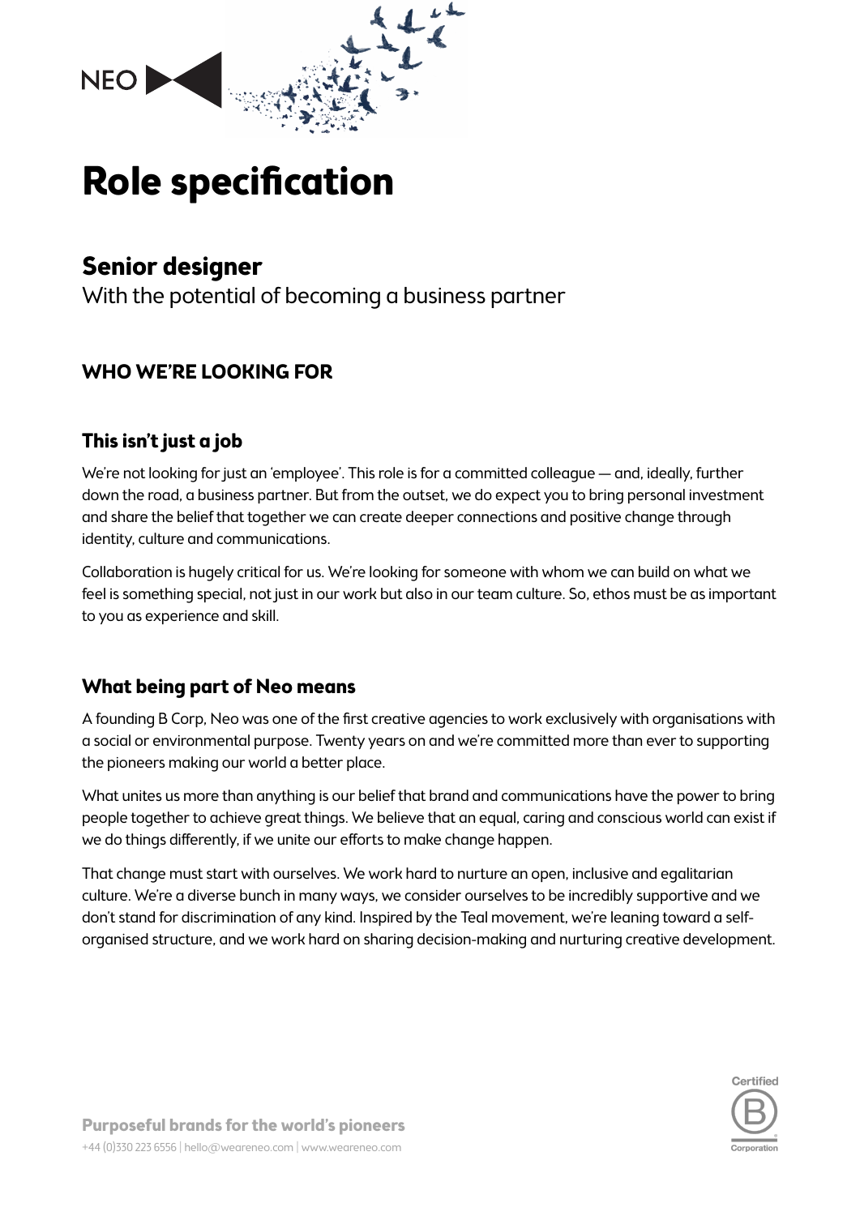# Role specification

## Senior designer

With the potential of becoming a business partner

### WHO WE'RE LOOKING FOR

#### This isn't just a job

We're not looking for just an 'employee'. This role is for a committed colleague — and, ideally, further down the road, a business partner. But from the outset, we do expect you to bring personal investment and share the belief that together we can create deeper connections and positive change through identity, culture and communications.

Collaboration is hugely critical for us. We're looking for someone with whom we can build on what we feel is something special, not just in our work but also in our team culture. So, ethos must be as important to you as experience and skill.

#### What being part of Neo means

A founding B Corp, Neo was one of the first creative agencies to work exclusively with organisations with a social or environmental purpose. Twenty years on and we're committed more than ever to supporting the pioneers making our world a better place.

What unites us more than anything is our belief that brand and communications have the power to bring people together to achieve great things. We believe that an equal, caring and conscious world can exist if we do things differently, if we unite our efforts to make change happen.

That change must start with ourselves. We work hard to nurture an open, inclusive and egalitarian culture. We're a diverse bunch in many ways, we consider ourselves to be incredibly supportive and we don't stand for discrimination of any kind. Inspired by the Teal movement, we're leaning toward a self-organised structure, and we work hard on sharing decision-making and nurturing creative development.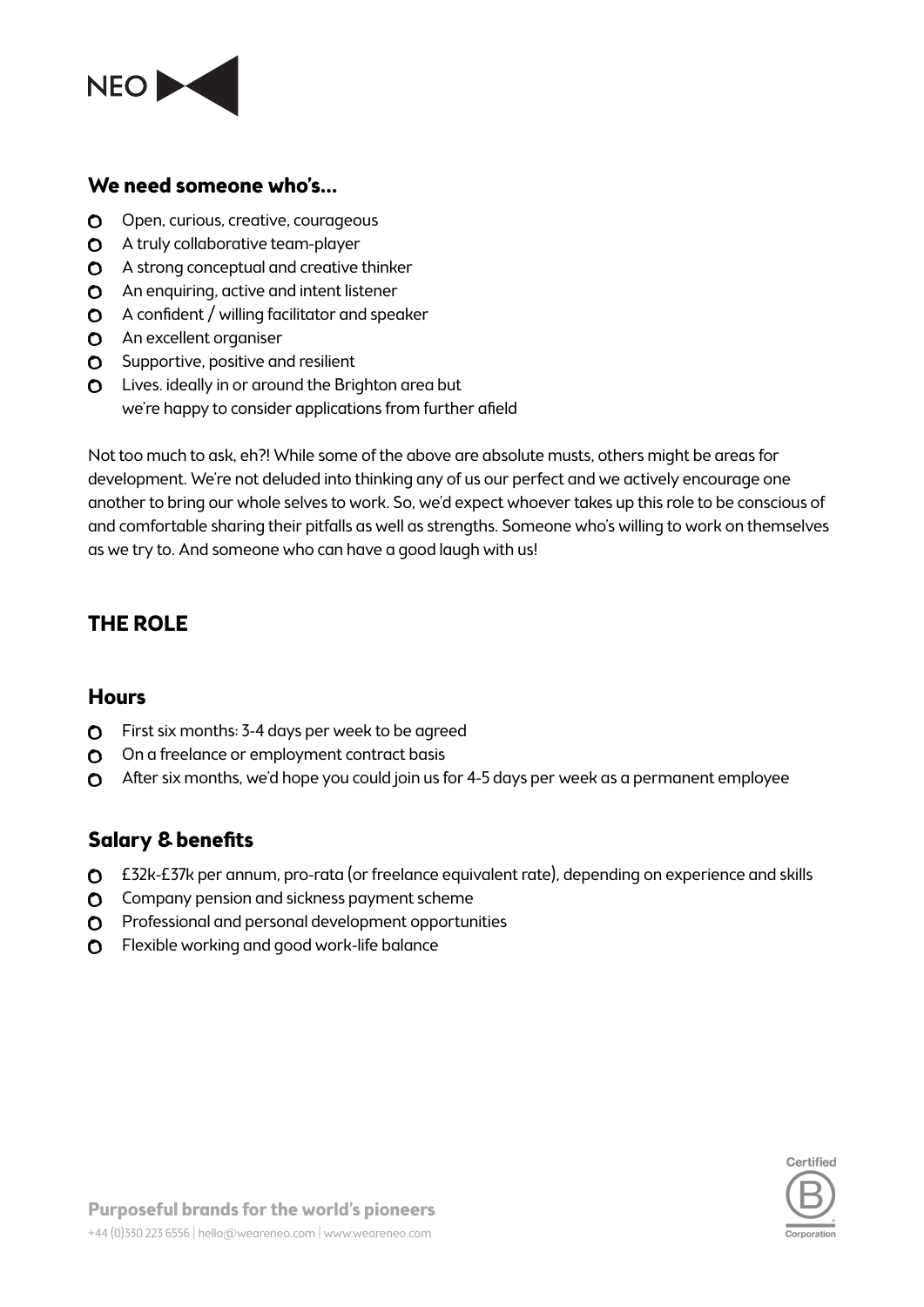## We need someone who's...

- Open, curious, creative, courageous
- A truly collaborative team-player
- A strong conceptual and creative thinker
- An enquiring, active and intent listener
- A confident / willing facilitator and speaker
- An excellent organiser
- Supportive, positive and resilient
- Lives. ideally in or around the Brighton area but we're happy to consider applications from further afield

Not too much to ask, eh?! While some of the above are absolute musts, others might be areas for development. We're not deluded into thinking any of us our perfect and we actively encourage one another to bring our whole selves to work. So, we'd expect whoever takes up this role to be conscious of and comfortable sharing their pitfalls as well as strengths. Someone who's willing to work on themselves as we try to. And someone who can have a good laugh with us!

# THE ROLE

## Hours

- First six months: 3-4 days per week to be agreed
- On a freelance or employment contract basis
- After six months, we'd hope you could join us for 4-5 days per week as a permanent employee

## Salary & benefits

- £32k-£37k per annum, pro-rata (or freelance equivalent rate), depending on experience and skills
- Company pension and sickness payment scheme
- Professional and personal development opportunities
- Flexible working and good work-life balance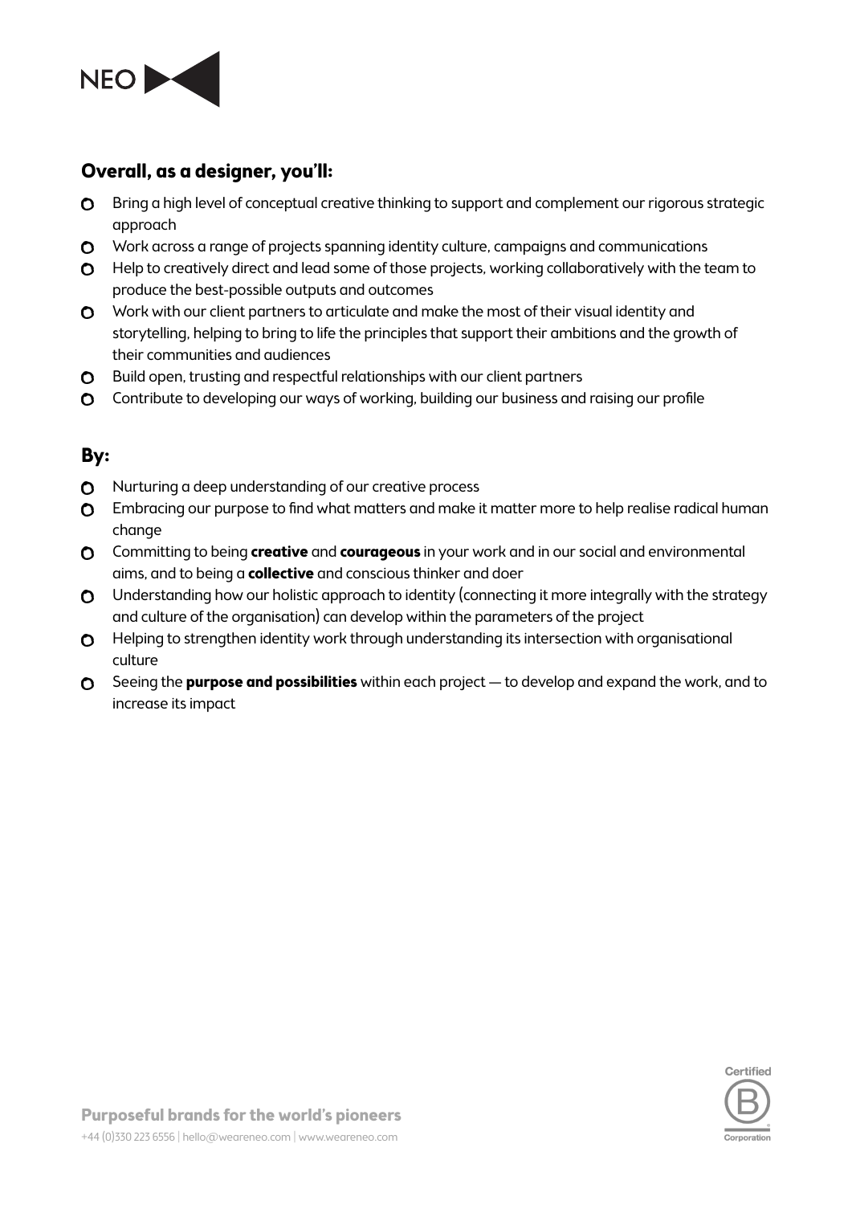## Overall, as a designer, you'll:

- Bring a high level of conceptual creative thinking to support and complement our rigorous strategic approach
- Work across a range of projects spanning identity culture, campaigns and communications
- Help to creatively direct and lead some of those projects, working collaboratively with the team to produce the best-possible outputs and outcomes
- Work with our client partners to articulate and make the most of their visual identity and storytelling, helping to bring to life the principles that support their ambitions and the growth of their communities and audiences
- Build open, trusting and respectful relationships with our client partners
- Contribute to developing our ways of working, building our business and raising our profile

## By:

- Nurturing a deep understanding of our creative process
- Embracing our purpose to find what matters and make it matter more to help realise radical human change
- Committing to being **creative** and **courageous** in your work and in our social and environmental aims, and to being a **collective** and conscious thinker and doer
- Understanding how our holistic approach to identity (connecting it more integrally with the strategy and culture of the organisation) can develop within the parameters of the project
- Helping to strengthen identity work through understanding its intersection with organisational culture
- Seeing the **purpose and possibilities** within each project — to develop and expand the work, and to increase its impact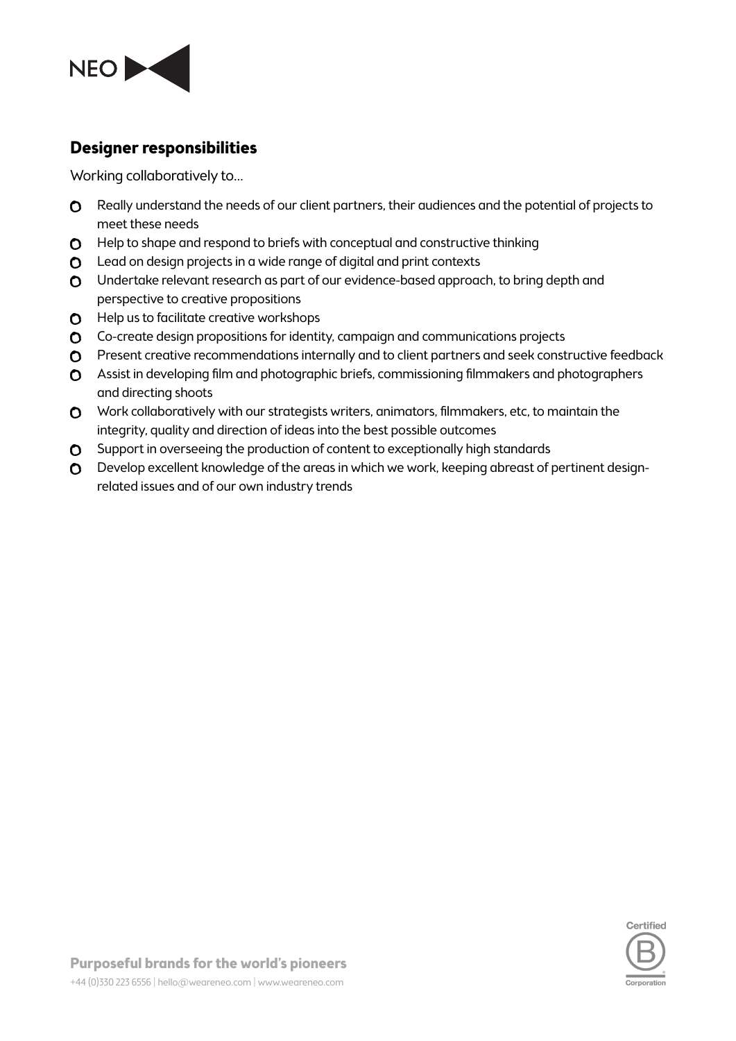## Designer responsibilities

Working collaboratively to...

- Really understand the needs of our client partners, their audiences and the potential of projects to meet these needs
- Help to shape and respond to briefs with conceptual and constructive thinking
- Lead on design projects in a wide range of digital and print contexts
- Undertake relevant research as part of our evidence-based approach, to bring depth and perspective to creative propositions
- Help us to facilitate creative workshops
- Co-create design propositions for identity, campaign and communications projects
- Present creative recommendations internally and to client partners and seek constructive feedback
- Assist in developing film and photographic briefs, commissioning filmmakers and photographers and directing shoots
- Work collaboratively with our strategists writers, animators, filmmakers, etc, to maintain the integrity, quality and direction of ideas into the best possible outcomes
- Support in overseeing the production of content to exceptionally high standards
- Develop excellent knowledge of the areas in which we work, keeping abreast of pertinent design-related issues and of our own industry trends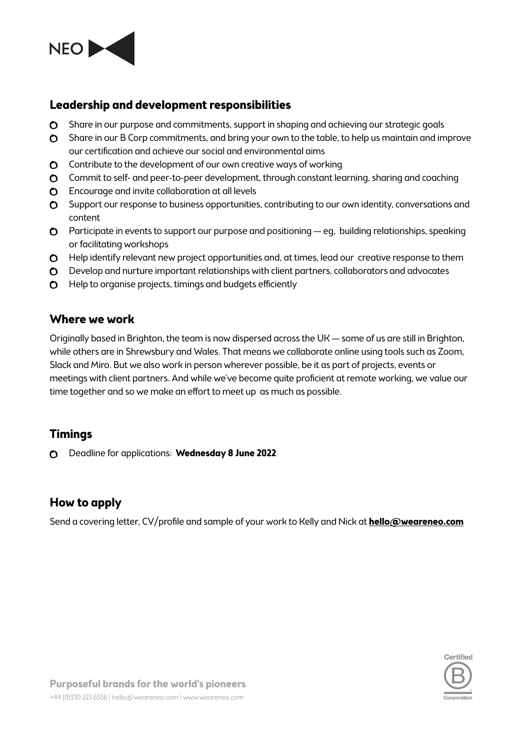## Leadership and development responsibilities

- Share in our purpose and commitments, support in shaping and achieving our strategic goals
- Share in our B Corp commitments, and bring your own to the table, to help us maintain and improve our certification and achieve our social and environmental aims
- Contribute to the development of our own creative ways of working
- Commit to self- and peer-to-peer development, through constant learning, sharing and coaching
- Encourage and invite collaboration at all levels
- Support our response to business opportunities, contributing to our own identity, conversations and content
- Participate in events to support our purpose and positioning — eg, building relationships, speaking or facilitating workshops
- Help identify relevant new project opportunities and, at times, lead our creative response to them
- Develop and nurture important relationships with client partners, collaborators and advocates
- Help to organise projects, timings and budgets efficiently

## Where we work

Originally based in Brighton, the team is now dispersed across the UK — some of us are still in Brighton, while others are in Shrewsbury and Wales. That means we collaborate online using tools such as Zoom, Slack and Miro. But we also work in person wherever possible, be it as part of projects, events or meetings with client partners. And while we've become quite proficient at remote working, we value our time together and so we make an effort to meet up as much as possible.

## Timings

- Deadline for applications: **Wednesday 8 June 2022**

## How to apply

Send a covering letter, CV/profile and sample of your work to Kelly and Nick at **hello@weareneo.com**

**Purposeful brands for the world's pioneers**

+44 (0)330 223 6556 | hello@weareneo.com | www.weareneo.com